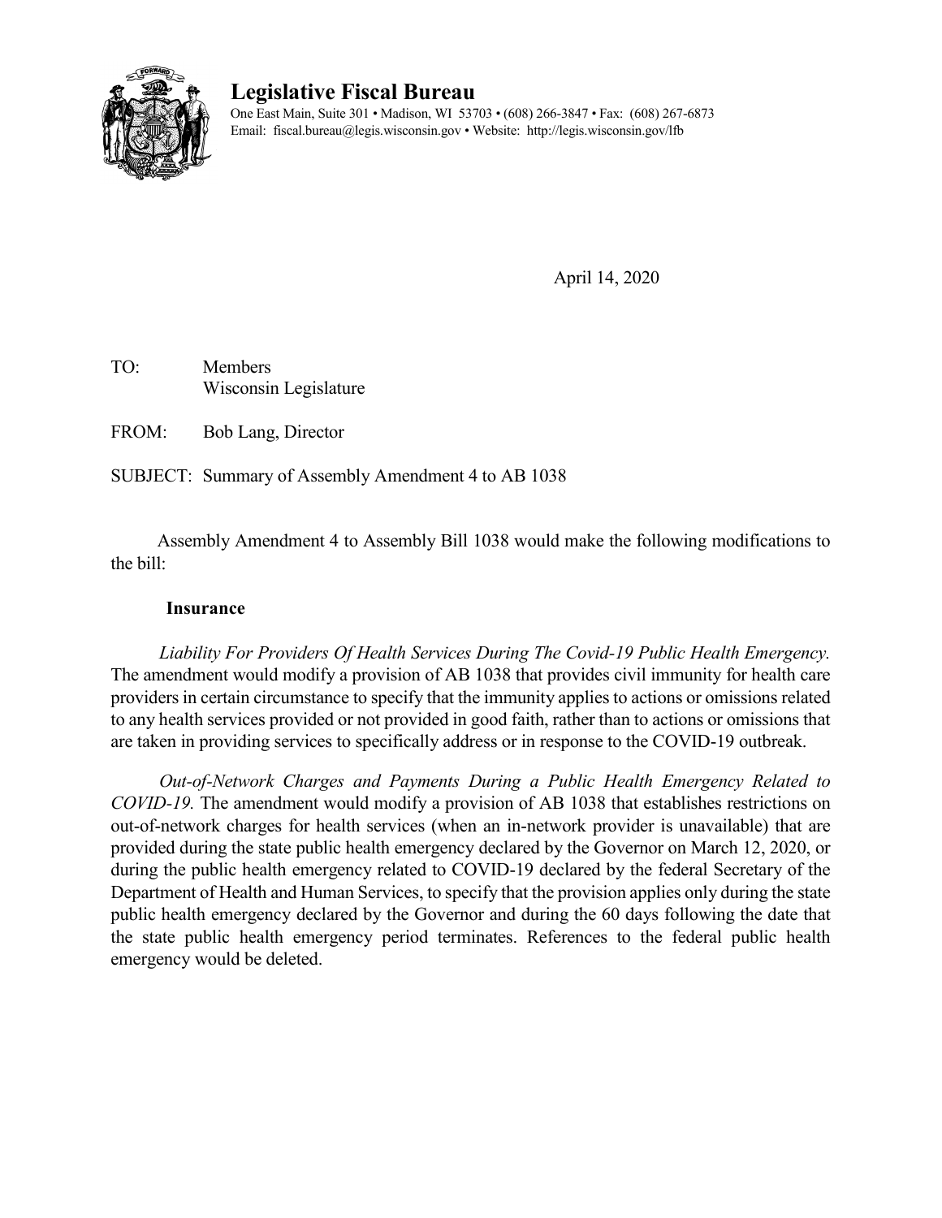# Legislative Fiscal Bureau

One East Main, Suite 301 • Madison, WI 53703 • (608) 266-3847 • Fax: (608) 267-6873
Email: fiscal.bureau@legis.wisconsin.gov • Website: http://legis.wisconsin.gov/lfb

April 14, 2020

TO: Members
Wisconsin Legislature

FROM: Bob Lang, Director

SUBJECT: Summary of Assembly Amendment 4 to AB 1038

Assembly Amendment 4 to Assembly Bill 1038 would make the following modifications to the bill:

### Insurance

*Liability For Providers Of Health Services During The Covid-19 Public Health Emergency.* The amendment would modify a provision of AB 1038 that provides civil immunity for health care providers in certain circumstance to specify that the immunity applies to actions or omissions related to any health services provided or not provided in good faith, rather than to actions or omissions that are taken in providing services to specifically address or in response to the COVID-19 outbreak.

*Out-of-Network Charges and Payments During a Public Health Emergency Related to COVID-19.* The amendment would modify a provision of AB 1038 that establishes restrictions on out-of-network charges for health services (when an in-network provider is unavailable) that are provided during the state public health emergency declared by the Governor on March 12, 2020, or during the public health emergency related to COVID-19 declared by the federal Secretary of the Department of Health and Human Services, to specify that the provision applies only during the state public health emergency declared by the Governor and during the 60 days following the date that the state public health emergency period terminates. References to the federal public health emergency would be deleted.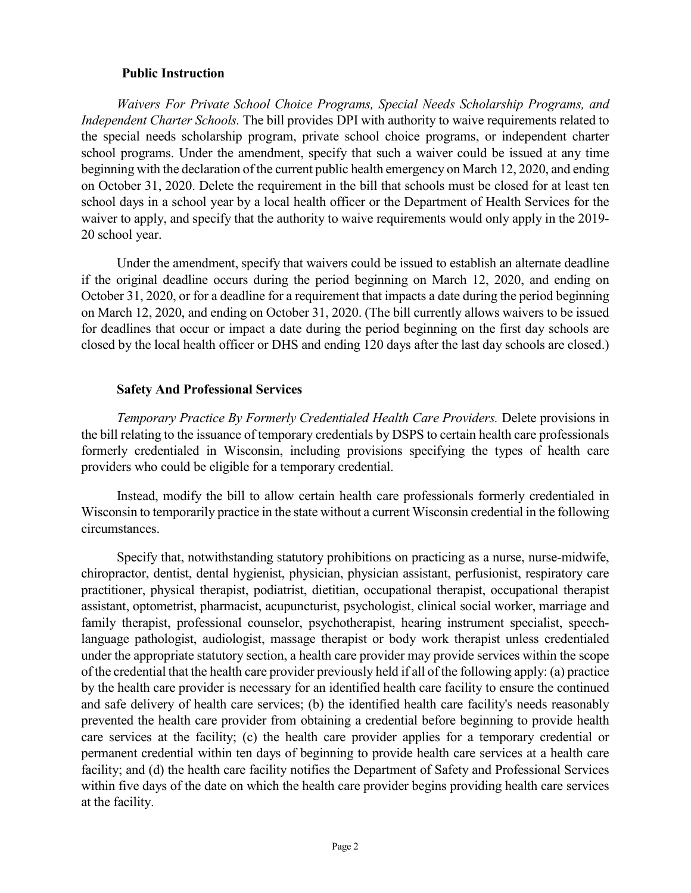**Public Instruction**

*Waivers For Private School Choice Programs, Special Needs Scholarship Programs, and Independent Charter Schools.* The bill provides DPI with authority to waive requirements related to the special needs scholarship program, private school choice programs, or independent charter school programs. Under the amendment, specify that such a waiver could be issued at any time beginning with the declaration of the current public health emergency on March 12, 2020, and ending on October 31, 2020. Delete the requirement in the bill that schools must be closed for at least ten school days in a school year by a local health officer or the Department of Health Services for the waiver to apply, and specify that the authority to waive requirements would only apply in the 2019-20 school year.

Under the amendment, specify that waivers could be issued to establish an alternate deadline if the original deadline occurs during the period beginning on March 12, 2020, and ending on October 31, 2020, or for a deadline for a requirement that impacts a date during the period beginning on March 12, 2020, and ending on October 31, 2020. (The bill currently allows waivers to be issued for deadlines that occur or impact a date during the period beginning on the first day schools are closed by the local health officer or DHS and ending 120 days after the last day schools are closed.)

**Safety And Professional Services**

*Temporary Practice By Formerly Credentialed Health Care Providers.* Delete provisions in the bill relating to the issuance of temporary credentials by DSPS to certain health care professionals formerly credentialed in Wisconsin, including provisions specifying the types of health care providers who could be eligible for a temporary credential.

Instead, modify the bill to allow certain health care professionals formerly credentialed in Wisconsin to temporarily practice in the state without a current Wisconsin credential in the following circumstances.

Specify that, notwithstanding statutory prohibitions on practicing as a nurse, nurse-midwife, chiropractor, dentist, dental hygienist, physician, physician assistant, perfusionist, respiratory care practitioner, physical therapist, podiatrist, dietitian, occupational therapist, occupational therapist assistant, optometrist, pharmacist, acupuncturist, psychologist, clinical social worker, marriage and family therapist, professional counselor, psychotherapist, hearing instrument specialist, speech-language pathologist, audiologist, massage therapist or body work therapist unless credentialed under the appropriate statutory section, a health care provider may provide services within the scope of the credential that the health care provider previously held if all of the following apply: (a) practice by the health care provider is necessary for an identified health care facility to ensure the continued and safe delivery of health care services; (b) the identified health care facility's needs reasonably prevented the health care provider from obtaining a credential before beginning to provide health care services at the facility; (c) the health care provider applies for a temporary credential or permanent credential within ten days of beginning to provide health care services at a health care facility; and (d) the health care facility notifies the Department of Safety and Professional Services within five days of the date on which the health care provider begins providing health care services at the facility.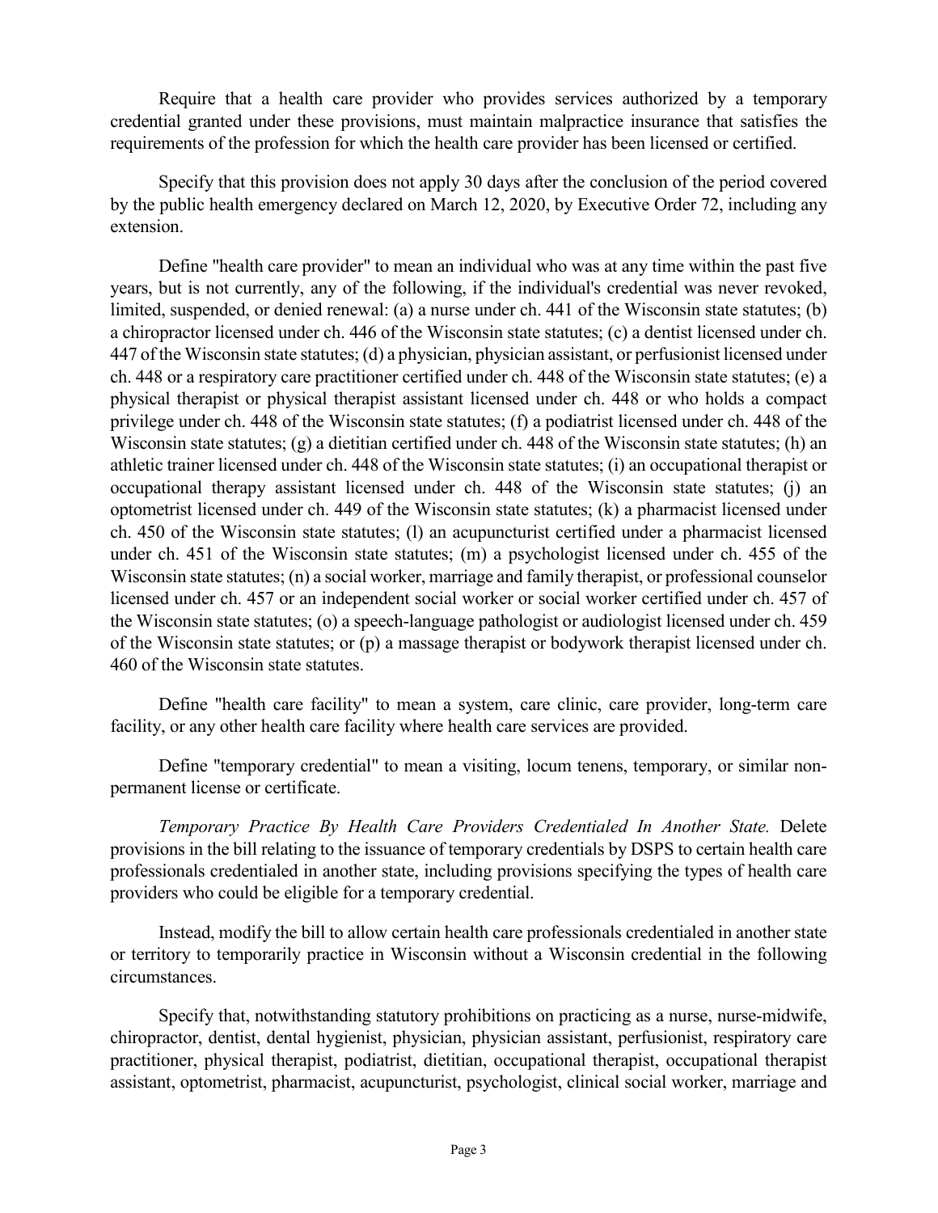Require that a health care provider who provides services authorized by a temporary credential granted under these provisions, must maintain malpractice insurance that satisfies the requirements of the profession for which the health care provider has been licensed or certified.

Specify that this provision does not apply 30 days after the conclusion of the period covered by the public health emergency declared on March 12, 2020, by Executive Order 72, including any extension.

Define "health care provider" to mean an individual who was at any time within the past five years, but is not currently, any of the following, if the individual's credential was never revoked, limited, suspended, or denied renewal: (a) a nurse under ch. 441 of the Wisconsin state statutes; (b) a chiropractor licensed under ch. 446 of the Wisconsin state statutes; (c) a dentist licensed under ch. 447 of the Wisconsin state statutes; (d) a physician, physician assistant, or perfusionist licensed under ch. 448 or a respiratory care practitioner certified under ch. 448 of the Wisconsin state statutes; (e) a physical therapist or physical therapist assistant licensed under ch. 448 or who holds a compact privilege under ch. 448 of the Wisconsin state statutes; (f) a podiatrist licensed under ch. 448 of the Wisconsin state statutes; (g) a dietitian certified under ch. 448 of the Wisconsin state statutes; (h) an athletic trainer licensed under ch. 448 of the Wisconsin state statutes; (i) an occupational therapist or occupational therapy assistant licensed under ch. 448 of the Wisconsin state statutes; (j) an optometrist licensed under ch. 449 of the Wisconsin state statutes; (k) a pharmacist licensed under ch. 450 of the Wisconsin state statutes; (l) an acupuncturist certified under a pharmacist licensed under ch. 451 of the Wisconsin state statutes; (m) a psychologist licensed under ch. 455 of the Wisconsin state statutes; (n) a social worker, marriage and family therapist, or professional counselor licensed under ch. 457 or an independent social worker or social worker certified under ch. 457 of the Wisconsin state statutes; (o) a speech-language pathologist or audiologist licensed under ch. 459 of the Wisconsin state statutes; or (p) a massage therapist or bodywork therapist licensed under ch. 460 of the Wisconsin state statutes.

Define "health care facility" to mean a system, care clinic, care provider, long-term care facility, or any other health care facility where health care services are provided.

Define "temporary credential" to mean a visiting, locum tenens, temporary, or similar non-permanent license or certificate.

*Temporary Practice By Health Care Providers Credentialed In Another State.* Delete provisions in the bill relating to the issuance of temporary credentials by DSPS to certain health care professionals credentialed in another state, including provisions specifying the types of health care providers who could be eligible for a temporary credential.

Instead, modify the bill to allow certain health care professionals credentialed in another state or territory to temporarily practice in Wisconsin without a Wisconsin credential in the following circumstances.

Specify that, notwithstanding statutory prohibitions on practicing as a nurse, nurse-midwife, chiropractor, dentist, dental hygienist, physician, physician assistant, perfusionist, respiratory care practitioner, physical therapist, podiatrist, dietitian, occupational therapist, occupational therapist assistant, optometrist, pharmacist, acupuncturist, psychologist, clinical social worker, marriage and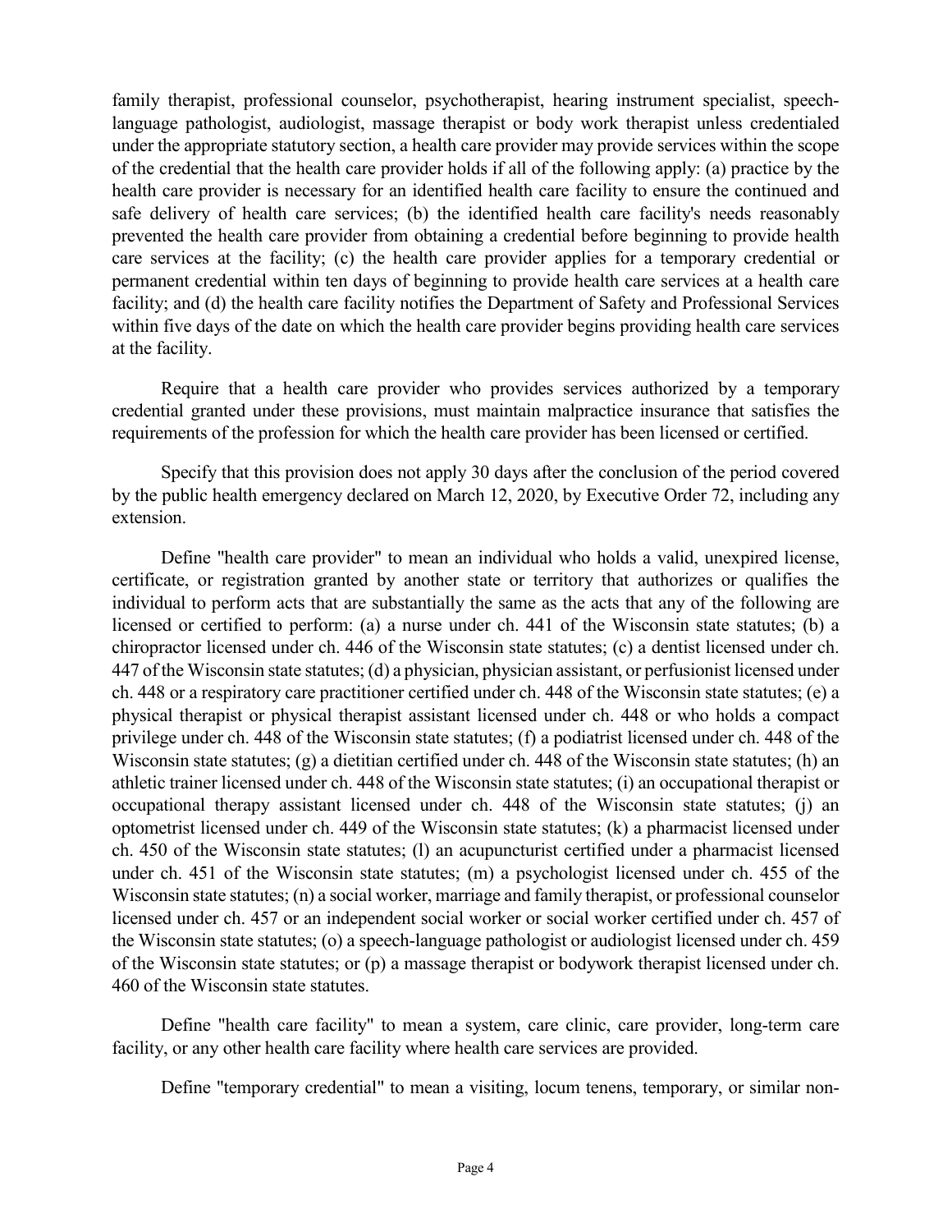family therapist, professional counselor, psychotherapist, hearing instrument specialist, speech-language pathologist, audiologist, massage therapist or body work therapist unless credentialed under the appropriate statutory section, a health care provider may provide services within the scope of the credential that the health care provider holds if all of the following apply: (a) practice by the health care provider is necessary for an identified health care facility to ensure the continued and safe delivery of health care services; (b) the identified health care facility's needs reasonably prevented the health care provider from obtaining a credential before beginning to provide health care services at the facility; (c) the health care provider applies for a temporary credential or permanent credential within ten days of beginning to provide health care services at a health care facility; and (d) the health care facility notifies the Department of Safety and Professional Services within five days of the date on which the health care provider begins providing health care services at the facility.

Require that a health care provider who provides services authorized by a temporary credential granted under these provisions, must maintain malpractice insurance that satisfies the requirements of the profession for which the health care provider has been licensed or certified.

Specify that this provision does not apply 30 days after the conclusion of the period covered by the public health emergency declared on March 12, 2020, by Executive Order 72, including any extension.

Define "health care provider" to mean an individual who holds a valid, unexpired license, certificate, or registration granted by another state or territory that authorizes or qualifies the individual to perform acts that are substantially the same as the acts that any of the following are licensed or certified to perform: (a) a nurse under ch. 441 of the Wisconsin state statutes; (b) a chiropractor licensed under ch. 446 of the Wisconsin state statutes; (c) a dentist licensed under ch. 447 of the Wisconsin state statutes; (d) a physician, physician assistant, or perfusionist licensed under ch. 448 or a respiratory care practitioner certified under ch. 448 of the Wisconsin state statutes; (e) a physical therapist or physical therapist assistant licensed under ch. 448 or who holds a compact privilege under ch. 448 of the Wisconsin state statutes; (f) a podiatrist licensed under ch. 448 of the Wisconsin state statutes; (g) a dietitian certified under ch. 448 of the Wisconsin state statutes; (h) an athletic trainer licensed under ch. 448 of the Wisconsin state statutes; (i) an occupational therapist or occupational therapy assistant licensed under ch. 448 of the Wisconsin state statutes; (j) an optometrist licensed under ch. 449 of the Wisconsin state statutes; (k) a pharmacist licensed under ch. 450 of the Wisconsin state statutes; (l) an acupuncturist certified under a pharmacist licensed under ch. 451 of the Wisconsin state statutes; (m) a psychologist licensed under ch. 455 of the Wisconsin state statutes; (n) a social worker, marriage and family therapist, or professional counselor licensed under ch. 457 or an independent social worker or social worker certified under ch. 457 of the Wisconsin state statutes; (o) a speech-language pathologist or audiologist licensed under ch. 459 of the Wisconsin state statutes; or (p) a massage therapist or bodywork therapist licensed under ch. 460 of the Wisconsin state statutes.

Define "health care facility" to mean a system, care clinic, care provider, long-term care facility, or any other health care facility where health care services are provided.

Define "temporary credential" to mean a visiting, locum tenens, temporary, or similar non-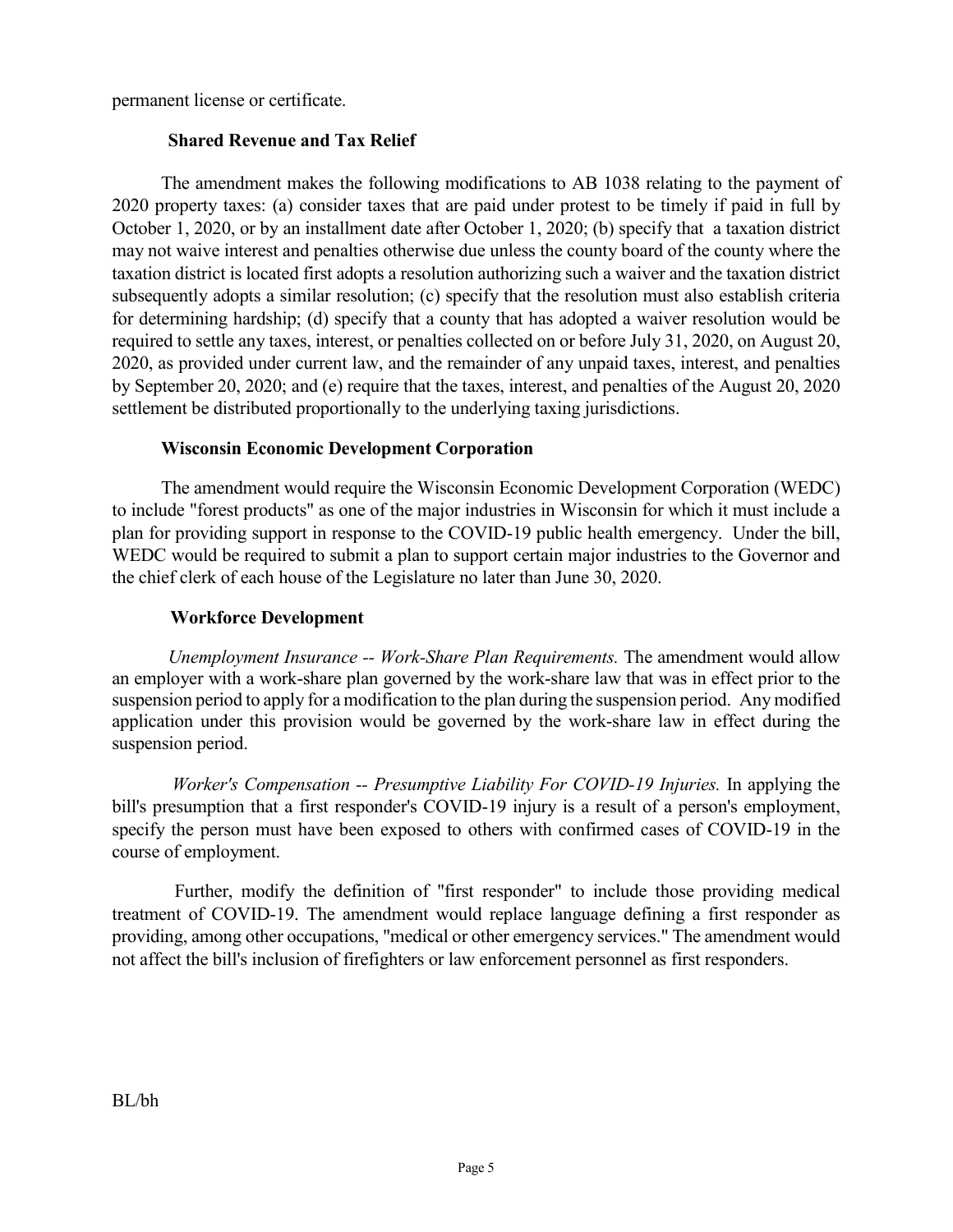permanent license or certificate.

**Shared Revenue and Tax Relief**

The amendment makes the following modifications to AB 1038 relating to the payment of 2020 property taxes: (a) consider taxes that are paid under protest to be timely if paid in full by October 1, 2020, or by an installment date after October 1, 2020; (b) specify that a taxation district may not waive interest and penalties otherwise due unless the county board of the county where the taxation district is located first adopts a resolution authorizing such a waiver and the taxation district subsequently adopts a similar resolution; (c) specify that the resolution must also establish criteria for determining hardship; (d) specify that a county that has adopted a waiver resolution would be required to settle any taxes, interest, or penalties collected on or before July 31, 2020, on August 20, 2020, as provided under current law, and the remainder of any unpaid taxes, interest, and penalties by September 20, 2020; and (e) require that the taxes, interest, and penalties of the August 20, 2020 settlement be distributed proportionally to the underlying taxing jurisdictions.

**Wisconsin Economic Development Corporation**

The amendment would require the Wisconsin Economic Development Corporation (WEDC) to include "forest products" as one of the major industries in Wisconsin for which it must include a plan for providing support in response to the COVID-19 public health emergency. Under the bill, WEDC would be required to submit a plan to support certain major industries to the Governor and the chief clerk of each house of the Legislature no later than June 30, 2020.

**Workforce Development**

*Unemployment Insurance -- Work-Share Plan Requirements.* The amendment would allow an employer with a work-share plan governed by the work-share law that was in effect prior to the suspension period to apply for a modification to the plan during the suspension period. Any modified application under this provision would be governed by the work-share law in effect during the suspension period.

*Worker's Compensation -- Presumptive Liability For COVID-19 Injuries.* In applying the bill's presumption that a first responder's COVID-19 injury is a result of a person's employment, specify the person must have been exposed to others with confirmed cases of COVID-19 in the course of employment.

Further, modify the definition of "first responder" to include those providing medical treatment of COVID-19. The amendment would replace language defining a first responder as providing, among other occupations, "medical or other emergency services." The amendment would not affect the bill's inclusion of firefighters or law enforcement personnel as first responders.

BL/bh